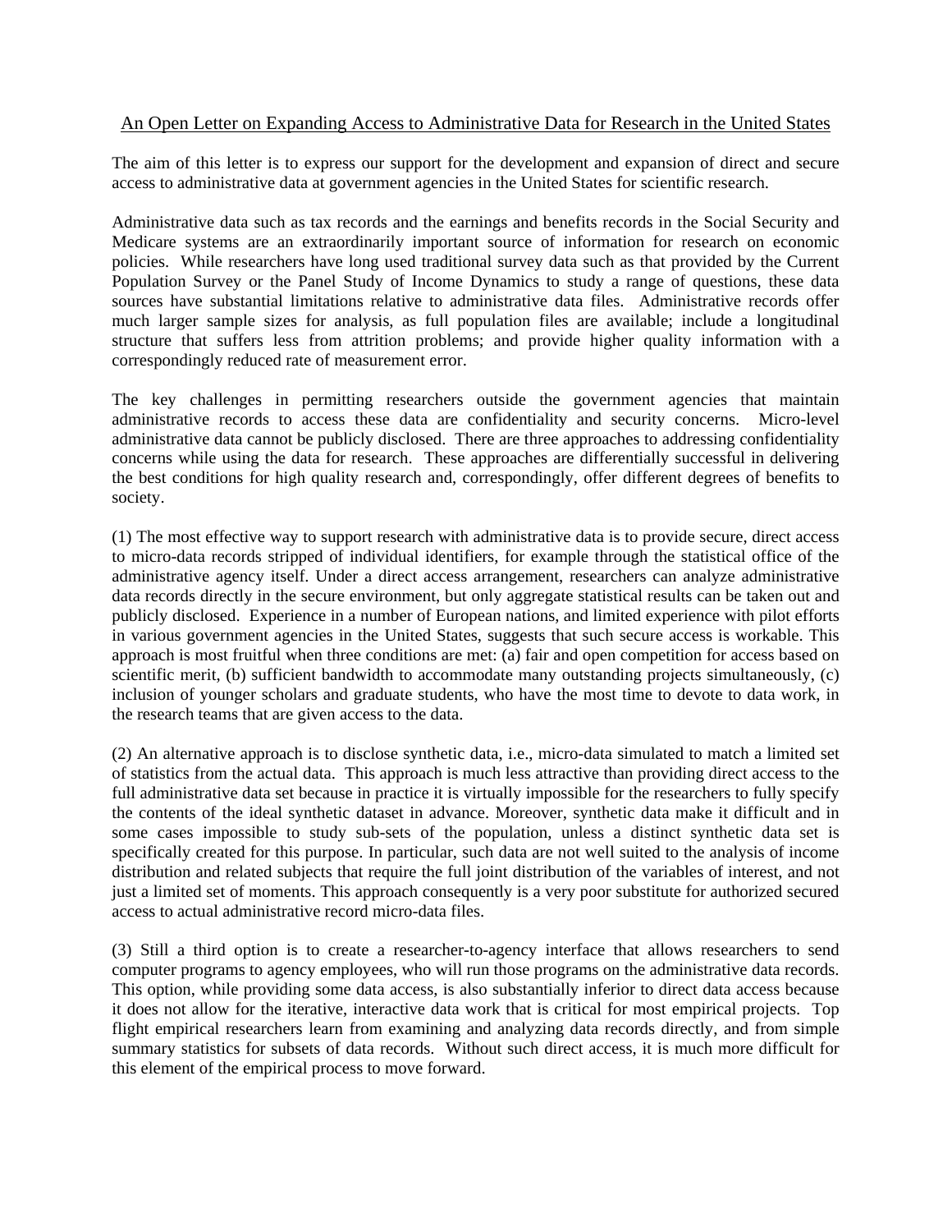# An Open Letter on Expanding Access to Administrative Data for Research in the United States

The aim of this letter is to express our support for the development and expansion of direct and secure access to administrative data at government agencies in the United States for scientific research.

Administrative data such as tax records and the earnings and benefits records in the Social Security and Medicare systems are an extraordinarily important source of information for research on economic policies. While researchers have long used traditional survey data such as that provided by the Current Population Survey or the Panel Study of Income Dynamics to study a range of questions, these data sources have substantial limitations relative to administrative data files. Administrative records offer much larger sample sizes for analysis, as full population files are available; include a longitudinal structure that suffers less from attrition problems; and provide higher quality information with a correspondingly reduced rate of measurement error.

The key challenges in permitting researchers outside the government agencies that maintain administrative records to access these data are confidentiality and security concerns. Micro-level administrative data cannot be publicly disclosed. There are three approaches to addressing confidentiality concerns while using the data for research. These approaches are differentially successful in delivering the best conditions for high quality research and, correspondingly, offer different degrees of benefits to society.

(1) The most effective way to support research with administrative data is to provide secure, direct access to micro-data records stripped of individual identifiers, for example through the statistical office of the administrative agency itself. Under a direct access arrangement, researchers can analyze administrative data records directly in the secure environment, but only aggregate statistical results can be taken out and publicly disclosed. Experience in a number of European nations, and limited experience with pilot efforts in various government agencies in the United States, suggests that such secure access is workable. This approach is most fruitful when three conditions are met: (a) fair and open competition for access based on scientific merit, (b) sufficient bandwidth to accommodate many outstanding projects simultaneously, (c) inclusion of younger scholars and graduate students, who have the most time to devote to data work, in the research teams that are given access to the data.

(2) An alternative approach is to disclose synthetic data, i.e., micro-data simulated to match a limited set of statistics from the actual data. This approach is much less attractive than providing direct access to the full administrative data set because in practice it is virtually impossible for the researchers to fully specify the contents of the ideal synthetic dataset in advance. Moreover, synthetic data make it difficult and in some cases impossible to study sub-sets of the population, unless a distinct synthetic data set is specifically created for this purpose. In particular, such data are not well suited to the analysis of income distribution and related subjects that require the full joint distribution of the variables of interest, and not just a limited set of moments. This approach consequently is a very poor substitute for authorized secured access to actual administrative record micro-data files.

(3) Still a third option is to create a researcher-to-agency interface that allows researchers to send computer programs to agency employees, who will run those programs on the administrative data records. This option, while providing some data access, is also substantially inferior to direct data access because it does not allow for the iterative, interactive data work that is critical for most empirical projects. Top flight empirical researchers learn from examining and analyzing data records directly, and from simple summary statistics for subsets of data records. Without such direct access, it is much more difficult for this element of the empirical process to move forward.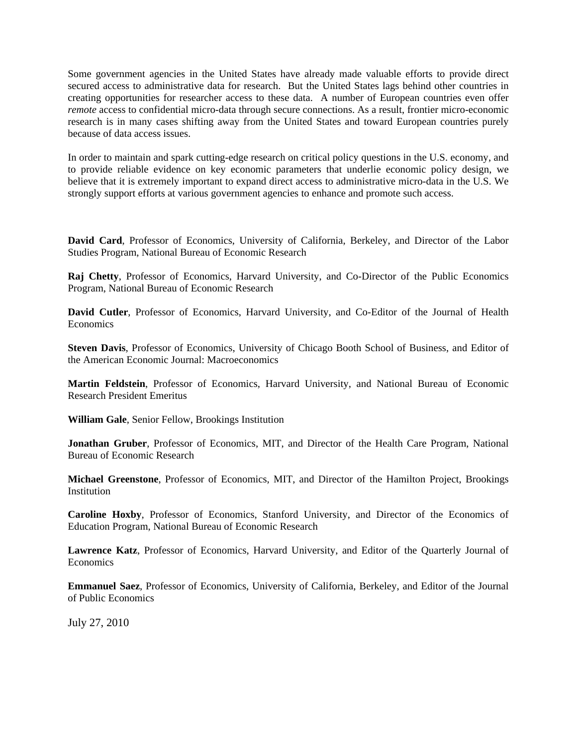Some government agencies in the United States have already made valuable efforts to provide direct secured access to administrative data for research. But the United States lags behind other countries in creating opportunities for researcher access to these data. A number of European countries even offer *remote* access to confidential micro-data through secure connections. As a result, frontier micro-economic research is in many cases shifting away from the United States and toward European countries purely because of data access issues.

In order to maintain and spark cutting-edge research on critical policy questions in the U.S. economy, and to provide reliable evidence on key economic parameters that underlie economic policy design, we believe that it is extremely important to expand direct access to administrative micro-data in the U.S. We strongly support efforts at various government agencies to enhance and promote such access.

**David Card**, Professor of Economics, University of California, Berkeley, and Director of the Labor Studies Program, National Bureau of Economic Research

**Raj Chetty**, Professor of Economics, Harvard University, and Co-Director of the Public Economics Program, National Bureau of Economic Research

**David Cutler**, Professor of Economics, Harvard University, and Co-Editor of the Journal of Health Economics

**Steven Davis**, Professor of Economics, University of Chicago Booth School of Business, and Editor of the American Economic Journal: Macroeconomics

**Martin Feldstein**, Professor of Economics, Harvard University, and National Bureau of Economic Research President Emeritus

**William Gale**, Senior Fellow, Brookings Institution

**Jonathan Gruber**, Professor of Economics, MIT, and Director of the Health Care Program, National Bureau of Economic Research

**Michael Greenstone**, Professor of Economics, MIT, and Director of the Hamilton Project, Brookings Institution

**Caroline Hoxby**, Professor of Economics, Stanford University, and Director of the Economics of Education Program, National Bureau of Economic Research

**Lawrence Katz**, Professor of Economics, Harvard University, and Editor of the Quarterly Journal of Economics

**Emmanuel Saez**, Professor of Economics, University of California, Berkeley, and Editor of the Journal of Public Economics

July 27, 2010